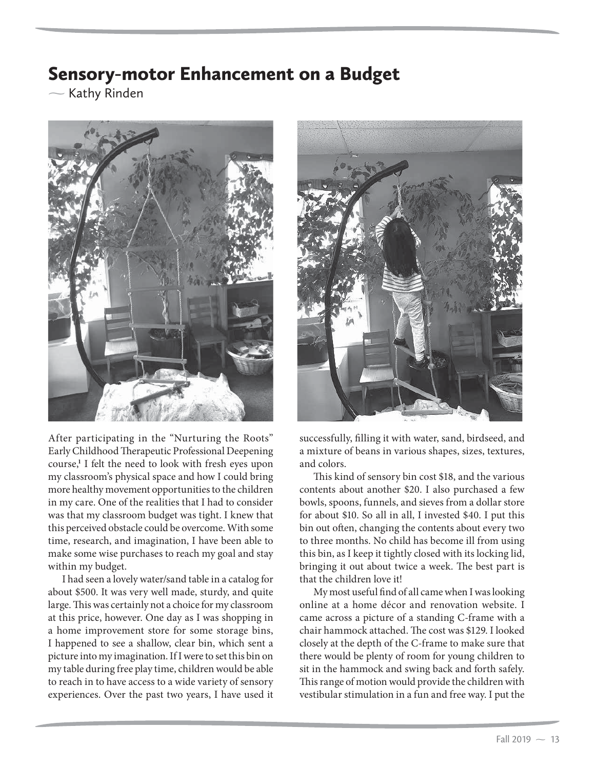# Sensory-motor Enhancement on a Budget

— Kathy Rinden

After participating in the "Nurturing the Roots" Early Childhood Therapeutic Professional Deepening course,[1] I felt the need to look with fresh eyes upon my classroom's physical space and how I could bring more healthy movement opportunities to the children in my care. One of the realities that I had to consider was that my classroom budget was tight. I knew that this perceived obstacle could be overcome. With some time, research, and imagination, I have been able to make some wise purchases to reach my goal and stay within my budget.

I had seen a lovely water/sand table in a catalog for about $500. It was very well made, sturdy, and quite large. This was certainly not a choice for my classroom at this price, however. One day as I was shopping in a home improvement store for some storage bins, I happened to see a shallow, clear bin, which sent a picture into my imagination. If I were to set this bin on my table during free play time, children would be able to reach in to have access to a wide variety of sensory experiences. Over the past two years, I have used it successfully, filling it with water, sand, birdseed, and a mixture of beans in various shapes, sizes, textures, and colors.

This kind of sensory bin cost $18, and the various contents about another $20. I also purchased a few bowls, spoons, funnels, and sieves from a dollar store for about $10. So all in all, I invested $40. I put this bin out often, changing the contents about every two to three months. No child has become ill from using this bin, as I keep it tightly closed with its locking lid, bringing it out about twice a week. The best part is that the children love it!

My most useful find of all came when I was looking online at a home décor and renovation website. I came across a picture of a standing C-frame with a chair hammock attached. The cost was $129. I looked closely at the depth of the C-frame to make sure that there would be plenty of room for young children to sit in the hammock and swing back and forth safely. This range of motion would provide the children with vestibular stimulation in a fun and free way. I put the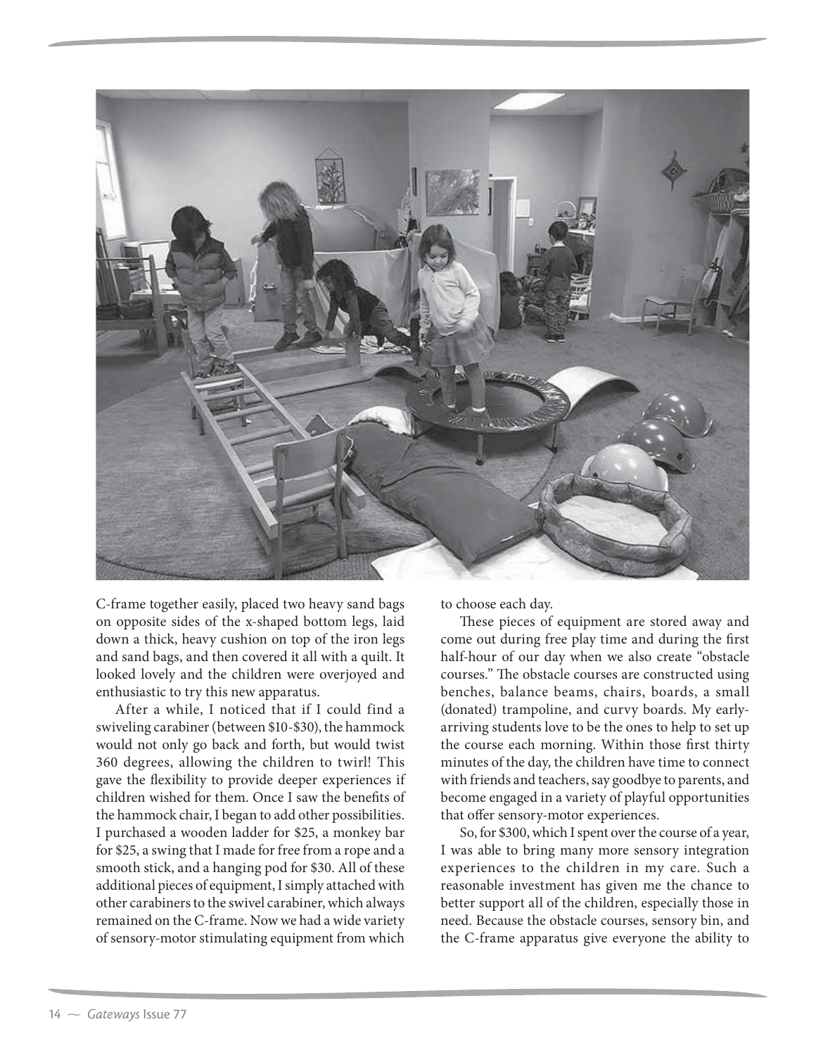C-frame together easily, placed two heavy sand bags on opposite sides of the x-shaped bottom legs, laid down a thick, heavy cushion on top of the iron legs and sand bags, and then covered it all with a quilt. It looked lovely and the children were overjoyed and enthusiastic to try this new apparatus.

After a while, I noticed that if I could find a swiveling carabiner (between $10-$30), the hammock would not only go back and forth, but would twist 360 degrees, allowing the children to twirl! This gave the flexibility to provide deeper experiences if children wished for them. Once I saw the benefits of the hammock chair, I began to add other possibilities. I purchased a wooden ladder for $25, a monkey bar for $25, a swing that I made for free from a rope and a smooth stick, and a hanging pod for $30. All of these additional pieces of equipment, I simply attached with other carabiners to the swivel carabiner, which always remained on the C-frame. Now we had a wide variety of sensory-motor stimulating equipment from which to choose each day.

These pieces of equipment are stored away and come out during free play time and during the first half-hour of our day when we also create "obstacle courses." The obstacle courses are constructed using benches, balance beams, chairs, boards, a small (donated) trampoline, and curvy boards. My early-arriving students love to be the ones to help to set up the course each morning. Within those first thirty minutes of the day, the children have time to connect with friends and teachers, say goodbye to parents, and become engaged in a variety of playful opportunities that offer sensory-motor experiences.

So, for $300, which I spent over the course of a year, I was able to bring many more sensory integration experiences to the children in my care. Such a reasonable investment has given me the chance to better support all of the children, especially those in need. Because the obstacle courses, sensory bin, and the C-frame apparatus give everyone the ability to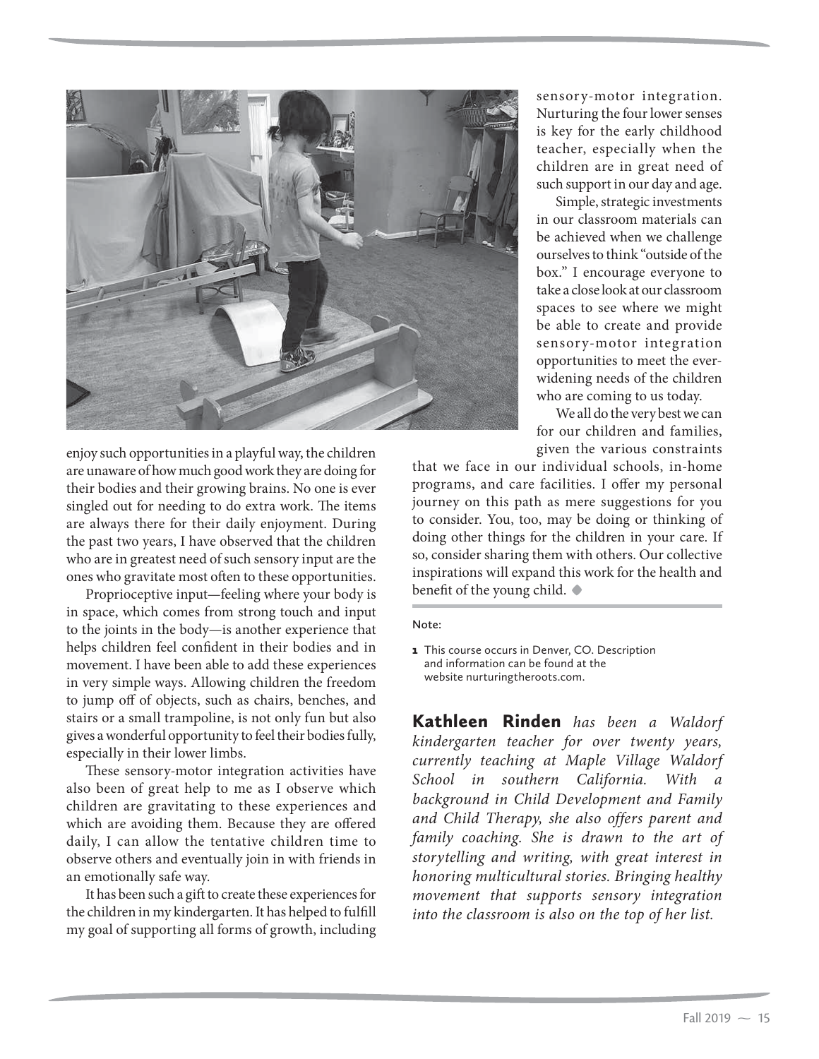enjoy such opportunities in a playful way, the children are unaware of how much good work they are doing for their bodies and their growing brains. No one is ever singled out for needing to do extra work. The items are always there for their daily enjoyment. During the past two years, I have observed that the children who are in greatest need of such sensory input are the ones who gravitate most often to these opportunities.

Proprioceptive input—feeling where your body is in space, which comes from strong touch and input to the joints in the body—is another experience that helps children feel confident in their bodies and in movement. I have been able to add these experiences in very simple ways. Allowing children the freedom to jump off of objects, such as chairs, benches, and stairs or a small trampoline, is not only fun but also gives a wonderful opportunity to feel their bodies fully, especially in their lower limbs.

These sensory-motor integration activities have also been of great help to me as I observe which children are gravitating to these experiences and which are avoiding them. Because they are offered daily, I can allow the tentative children time to observe others and eventually join in with friends in an emotionally safe way.

It has been such a gift to create these experiences for the children in my kindergarten. It has helped to fulfill my goal of supporting all forms of growth, including sensory-motor integration. Nurturing the four lower senses is key for the early childhood teacher, especially when the children are in great need of such support in our day and age.

Simple, strategic investments in our classroom materials can be achieved when we challenge ourselves to think "outside of the box." I encourage everyone to take a close look at our classroom spaces to see where we might be able to create and provide sensory-motor integration opportunities to meet the ever-widening needs of the children who are coming to us today.

We all do the very best we can for our children and families, given the various constraints that we face in our individual schools, in-home programs, and care facilities. I offer my personal journey on this path as mere suggestions for you to consider. You, too, may be doing or thinking of doing other things for the children in your care. If so, consider sharing them with others. Our collective inspirations will expand this work for the health and benefit of the young child. ◆

Note:

1 This course occurs in Denver, CO. Description and information can be found at the website nurturingtheroots.com.

**Kathleen Rinden** *has been a Waldorf kindergarten teacher for over twenty years, currently teaching at Maple Village Waldorf School in southern California. With a background in Child Development and Family and Child Therapy, she also offers parent and family coaching. She is drawn to the art of storytelling and writing, with great interest in honoring multicultural stories. Bringing healthy movement that supports sensory integration into the classroom is also on the top of her list.*